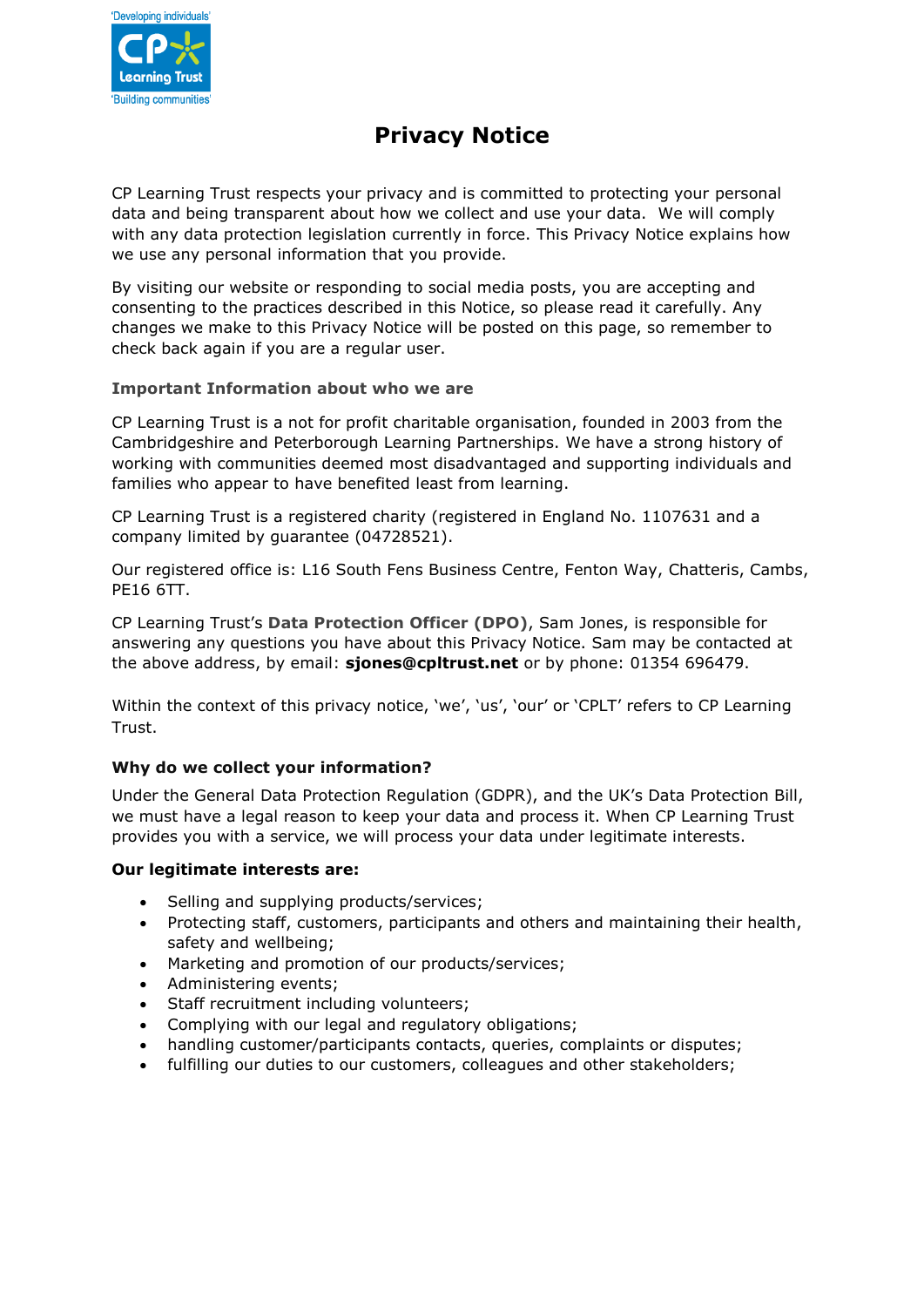# Privacy Notice

CP Learning Trust respects your privacy and is committed to protecting your personal data and being transparent about how we collect and use your data. We will comply with any data protection legislation currently in force. This Privacy Notice explains how we use any personal information that you provide.

By visiting our website or responding to social media posts, you are accepting and consenting to the practices described in this Notice, so please read it carefully. Any changes we make to this Privacy Notice will be posted on this page, so remember to check back again if you are a regular user.

### Important Information about who we are

CP Learning Trust is a not for profit charitable organisation, founded in 2003 from the Cambridgeshire and Peterborough Learning Partnerships. We have a strong history of working with communities deemed most disadvantaged and supporting individuals and families who appear to have benefited least from learning.

CP Learning Trust is a registered charity (registered in England No. 1107631 and a company limited by guarantee (04728521).

Our registered office is: L16 South Fens Business Centre, Fenton Way, Chatteris, Cambs, PE16 6TT.

CP Learning Trust's **Data Protection Officer (DPO)**, Sam Jones, is responsible for answering any questions you have about this Privacy Notice. Sam may be contacted at the above address, by email: **sjones@cpltrust.net** or by phone: 01354 696479.

Within the context of this privacy notice, 'we', 'us', 'our' or 'CPLT' refers to CP Learning Trust.

### Why do we collect your information?

Under the General Data Protection Regulation (GDPR), and the UK's Data Protection Bill, we must have a legal reason to keep your data and process it. When CP Learning Trust provides you with a service, we will process your data under legitimate interests.

**Our legitimate interests are:**

- Selling and supplying products/services;
- Protecting staff, customers, participants and others and maintaining their health, safety and wellbeing;
- Marketing and promotion of our products/services;
- Administering events;
- Staff recruitment including volunteers;
- Complying with our legal and regulatory obligations;
- handling customer/participants contacts, queries, complaints or disputes;
- fulfilling our duties to our customers, colleagues and other stakeholders;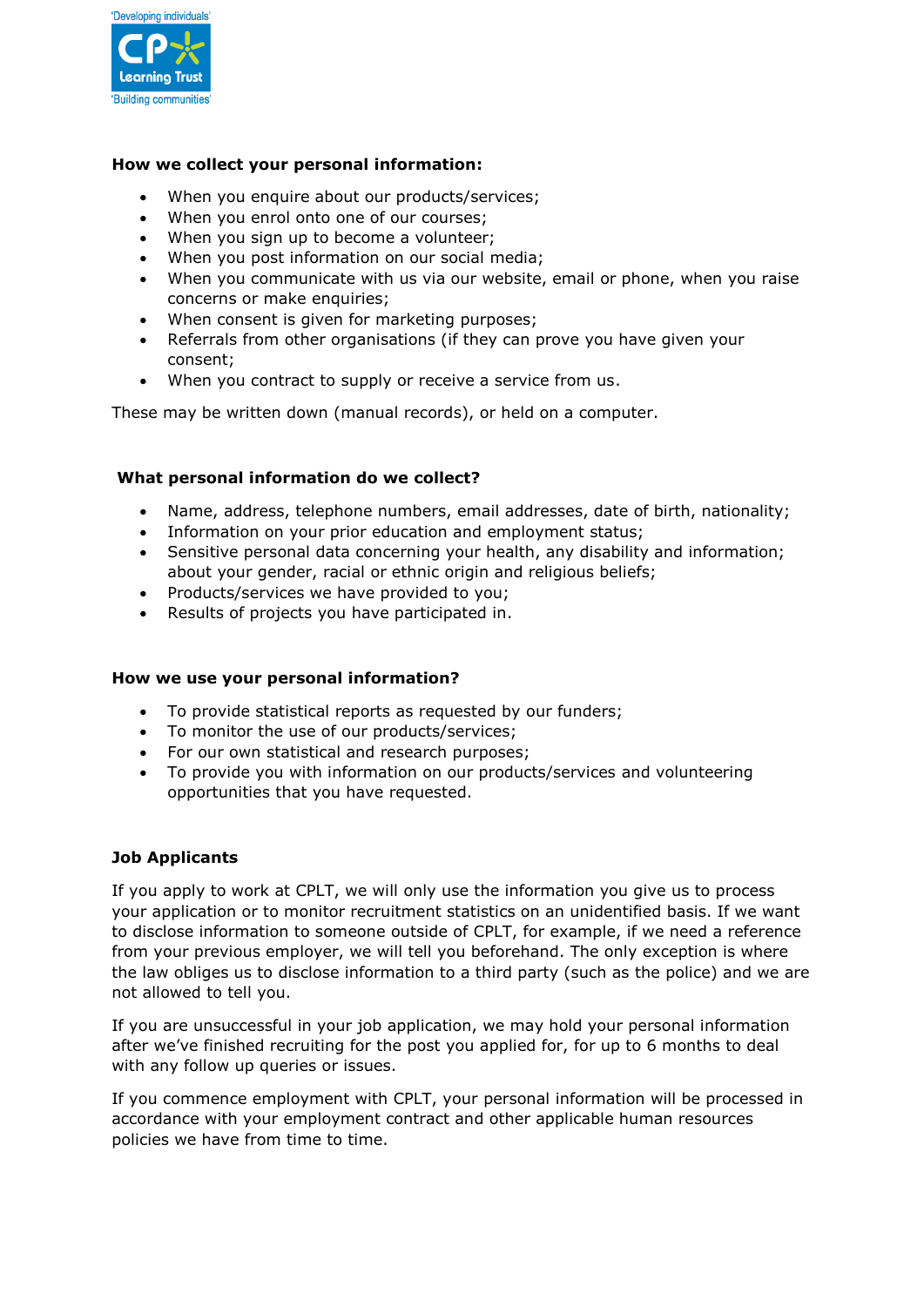**How we collect your personal information:**

- When you enquire about our products/services;
- When you enrol onto one of our courses;
- When you sign up to become a volunteer;
- When you post information on our social media;
- When you communicate with us via our website, email or phone, when you raise concerns or make enquiries;
- When consent is given for marketing purposes;
- Referrals from other organisations (if they can prove you have given your consent;
- When you contract to supply or receive a service from us.

These may be written down (manual records), or held on a computer.

**What personal information do we collect?**

- Name, address, telephone numbers, email addresses, date of birth, nationality;
- Information on your prior education and employment status;
- Sensitive personal data concerning your health, any disability and information; about your gender, racial or ethnic origin and religious beliefs;
- Products/services we have provided to you;
- Results of projects you have participated in.

**How we use your personal information?**

- To provide statistical reports as requested by our funders;
- To monitor the use of our products/services;
- For our own statistical and research purposes;
- To provide you with information on our products/services and volunteering opportunities that you have requested.

**Job Applicants**

If you apply to work at CPLT, we will only use the information you give us to process your application or to monitor recruitment statistics on an unidentified basis. If we want to disclose information to someone outside of CPLT, for example, if we need a reference from your previous employer, we will tell you beforehand. The only exception is where the law obliges us to disclose information to a third party (such as the police) and we are not allowed to tell you.

If you are unsuccessful in your job application, we may hold your personal information after we've finished recruiting for the post you applied for, for up to 6 months to deal with any follow up queries or issues.

If you commence employment with CPLT, your personal information will be processed in accordance with your employment contract and other applicable human resources policies we have from time to time.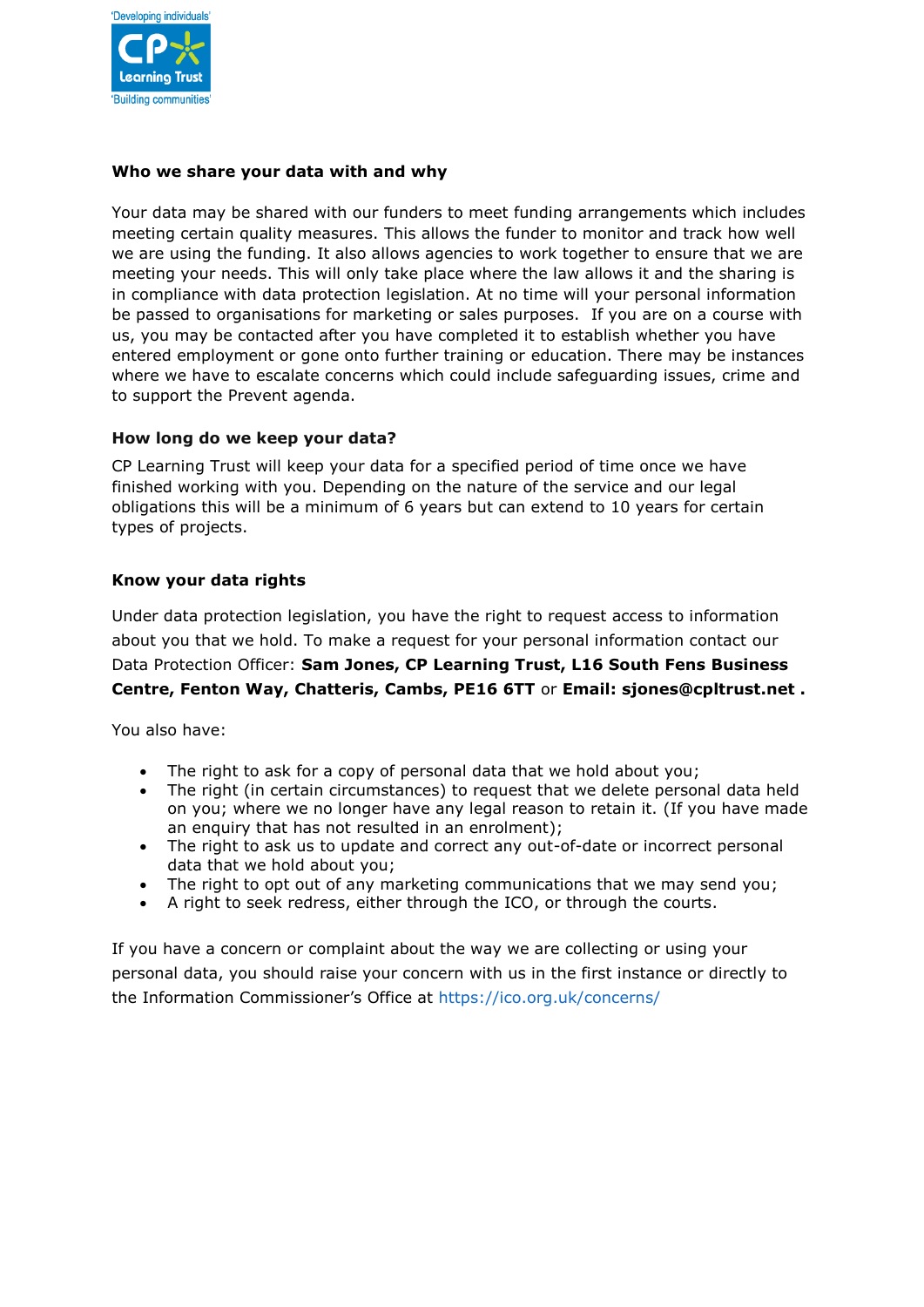### Who we share your data with and why

Your data may be shared with our funders to meet funding arrangements which includes meeting certain quality measures. This allows the funder to monitor and track how well we are using the funding. It also allows agencies to work together to ensure that we are meeting your needs. This will only take place where the law allows it and the sharing is in compliance with data protection legislation. At no time will your personal information be passed to organisations for marketing or sales purposes. If you are on a course with us, you may be contacted after you have completed it to establish whether you have entered employment or gone onto further training or education. There may be instances where we have to escalate concerns which could include safeguarding issues, crime and to support the Prevent agenda.

### How long do we keep your data?

CP Learning Trust will keep your data for a specified period of time once we have finished working with you. Depending on the nature of the service and our legal obligations this will be a minimum of 6 years but can extend to 10 years for certain types of projects.

### Know your data rights

Under data protection legislation, you have the right to request access to information about you that we hold. To make a request for your personal information contact our Data Protection Officer: **Sam Jones, CP Learning Trust, L16 South Fens Business Centre, Fenton Way, Chatteris, Cambs, PE16 6TT** or **Email: sjones@cpltrust.net .**

You also have:

- The right to ask for a copy of personal data that we hold about you;
- The right (in certain circumstances) to request that we delete personal data held on you; where we no longer have any legal reason to retain it. (If you have made an enquiry that has not resulted in an enrolment);
- The right to ask us to update and correct any out-of-date or incorrect personal data that we hold about you;
- The right to opt out of any marketing communications that we may send you;
- A right to seek redress, either through the ICO, or through the courts.

If you have a concern or complaint about the way we are collecting or using your personal data, you should raise your concern with us in the first instance or directly to the Information Commissioner's Office at https://ico.org.uk/concerns/